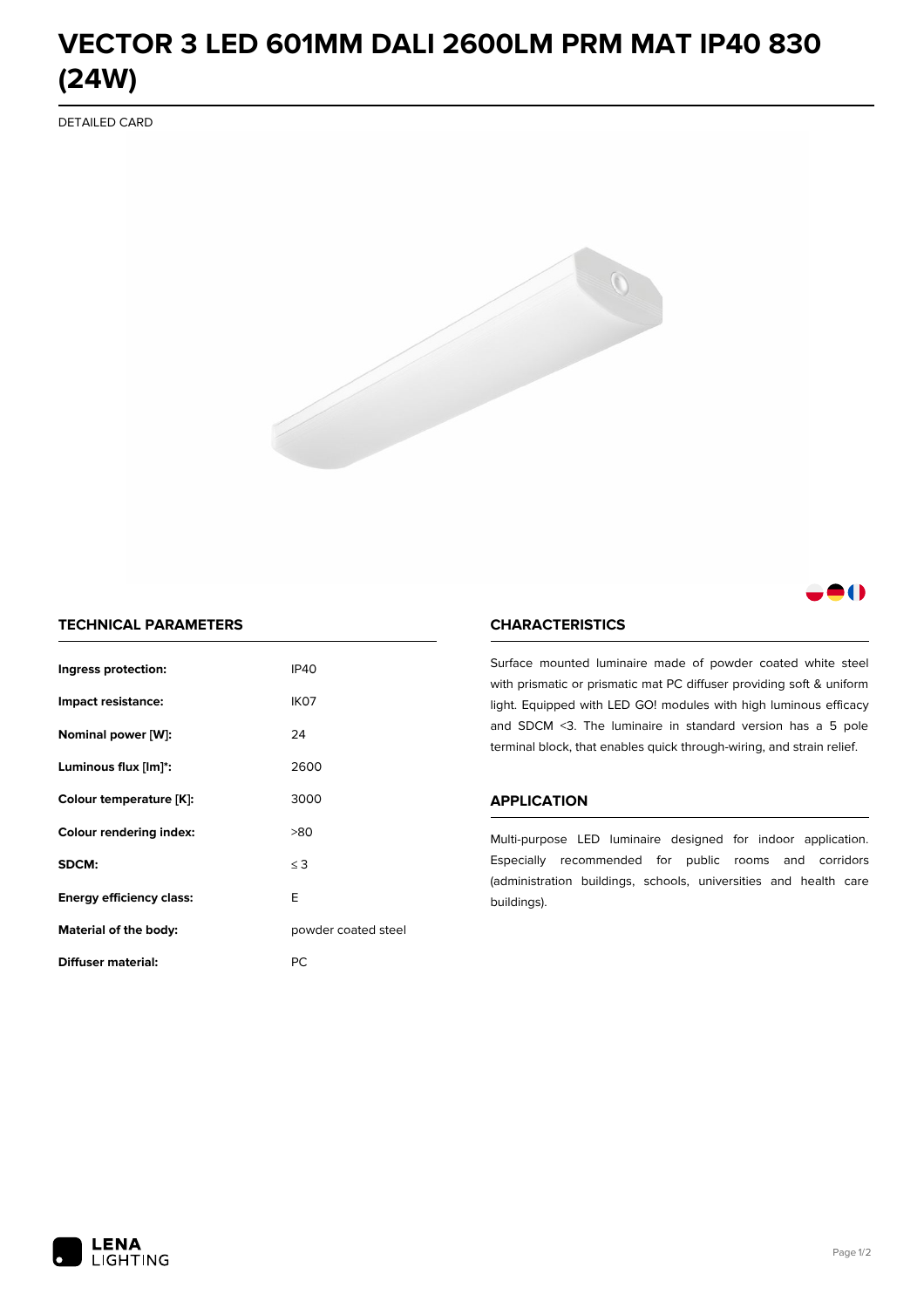# VECTOR 3 LED 601MM DALI 2600LM PRM MAT IP40 830 (24W)

DETAILED CARD

## TECHNICAL PARAMETERS

| | |
|---|---|
| **Ingress protection:** | IP40 |
| **Impact resistance:** | IK07 |
| **Nominal power [W]:** | 24 |
| **Luminous flux [lm]*:** | 2600 |
| **Colour temperature [K]:** | 3000 |
| **Colour rendering index:** | >80 |
| **SDCM:** | ≤ 3 |
| **Energy efficiency class:** | E |
| **Material of the body:** | powder coated steel |
| **Diffuser material:** | PC |

## CHARACTERISTICS

Surface mounted luminaire made of powder coated white steel with prismatic or prismatic mat PC diffuser providing soft & uniform light. Equipped with LED GO! modules with high luminous efficacy and SDCM <3. The luminaire in standard version has a 5 pole terminal block, that enables quick through-wiring, and strain relief.

## APPLICATION

Multi-purpose LED luminaire designed for indoor application. Especially recommended for public rooms and corridors (administration buildings, schools, universities and health care buildings).

LENA LIGHTING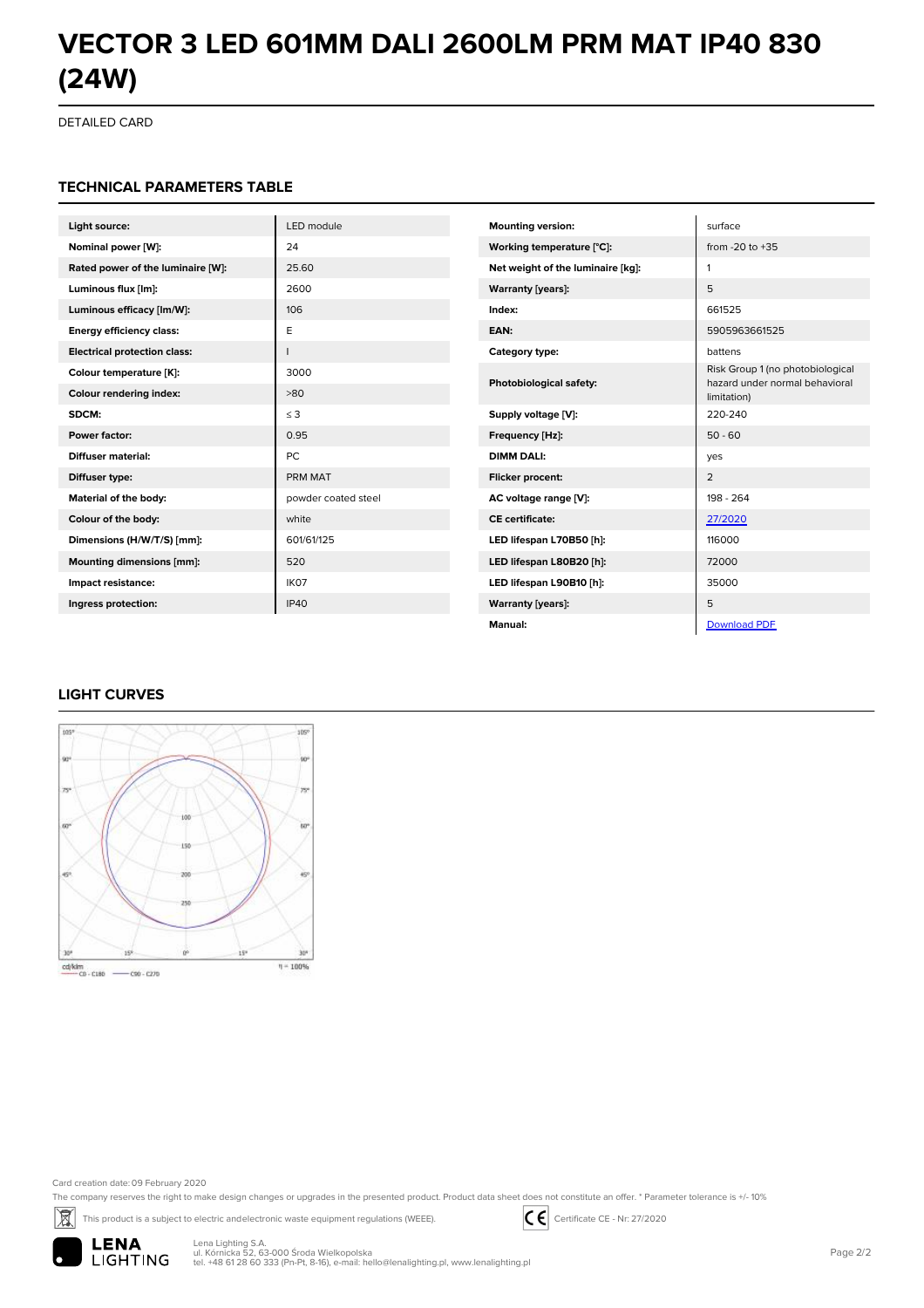# VECTOR 3 LED 601MM DALI 2600LM PRM MAT IP40 830 (24W)

DETAILED CARD

## TECHNICAL PARAMETERS TABLE

| | |
|---|---|
| **Light source:** | LED module |
| **Nominal power [W]:** | 24 |
| **Rated power of the luminaire [W]:** | 25.60 |
| **Luminous flux [lm]:** | 2600 |
| **Luminous efficacy [lm/W]:** | 106 |
| **Energy efficiency class:** | E |
| **Electrical protection class:** | I |
| **Colour temperature [K]:** | 3000 |
| **Colour rendering index:** | >80 |
| **SDCM:** | ≤ 3 |
| **Power factor:** | 0.95 |
| **Diffuser material:** | PC |
| **Diffuser type:** | PRM MAT |
| **Material of the body:** | powder coated steel |
| **Colour of the body:** | white |
| **Dimensions (H/W/T/S) [mm]:** | 601/61/125 |
| **Mounting dimensions [mm]:** | 520 |
| **Impact resistance:** | IK07 |
| **Ingress protection:** | IP40 |
| **Mounting version:** | surface |
| **Working temperature [°C]:** | from -20 to +35 |
| **Net weight of the luminaire [kg]:** | 1 |
| **Warranty [years]:** | 5 |
| **Index:** | 661525 |
| **EAN:** | 5905963661525 |
| **Category type:** | battens |
| **Photobiological safety:** | Risk Group 1 (no photobiological hazard under normal behavioral limitation) |
| **Supply voltage [V]:** | 220-240 |
| **Frequency [Hz]:** | 50 - 60 |
| **DIMM DALI:** | yes |
| **Flicker procent:** | 2 |
| **AC voltage range [V]:** | 198 - 264 |
| **CE certificate:** | [27/2020] |
| **LED lifespan L70B50 [h]:** | 116000 |
| **LED lifespan L80B20 [h]:** | 72000 |
| **LED lifespan L90B10 [h]:** | 35000 |
| **Warranty [years]:** | 5 |
| **Manual:** | [Download PDF] |

## LIGHT CURVES

105° 105°
90° 90°
75° 75°
60° 60°
45° 45°
30° 15° 0° 15° 30°
100
150
200
250
cd/klm
C0 - C180 C90 - C270
η = 100%

Card creation date: 09 February 2020

The company reserves the right to make design changes or upgrades in the presented product. Product data sheet does not constitute an offer. * Parameter tolerance is +/- 10%

This product is a subject to electric andelectronic waste equipment regulations (WEEE).

Certificate CE - Nr: 27/2020

Lena Lighting S.A.
ul. Kórnicka 52, 63-000 Środa Wielkopolska
tel. +48 61 28 60 333 (Pn-Pt, 8-16), e-mail: hello@lenalighting.pl, www.lenalighting.pl